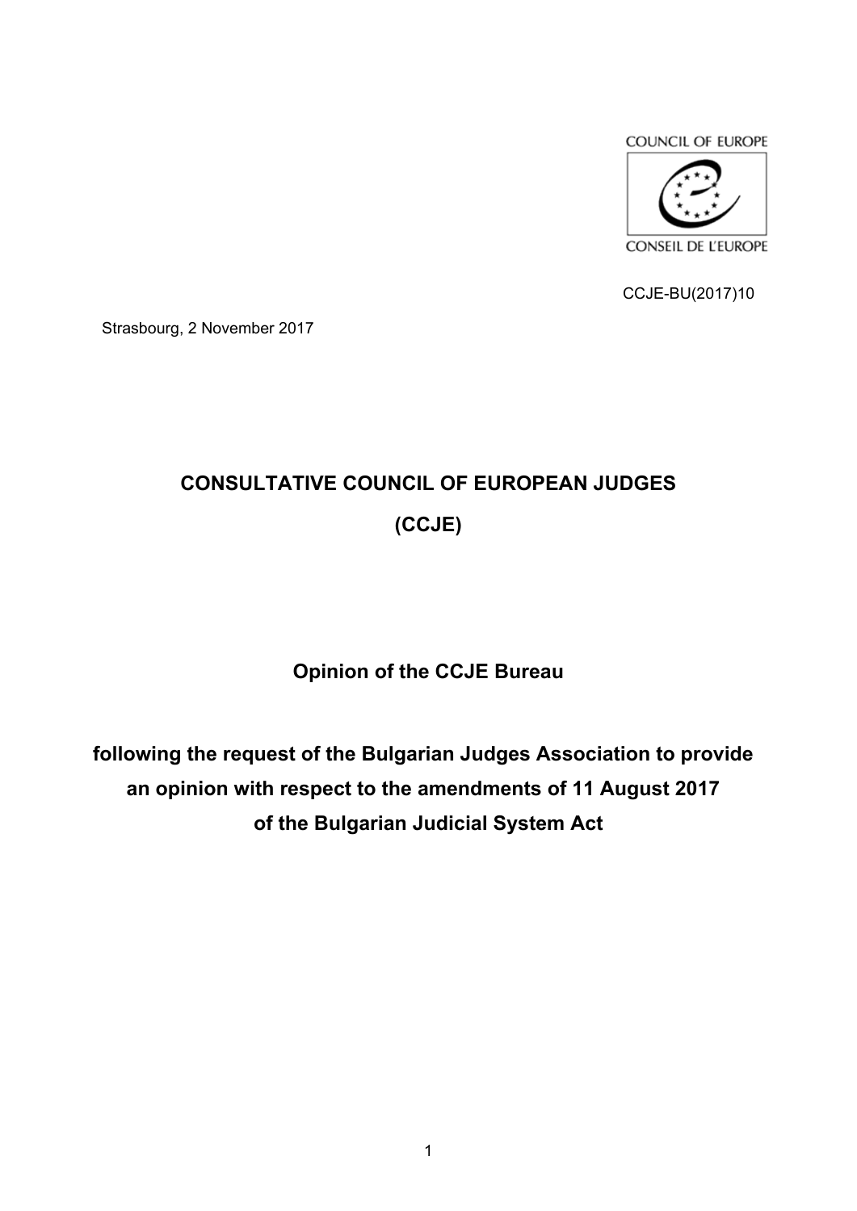COUNCIL OF EUROPE

CONSEIL DE L'EUROPE

CCJE-BU(2017)10

Strasbourg, 2 November 2017

# CONSULTATIVE COUNCIL OF EUROPEAN JUDGES

# (CCJE)

## Opinion of the CCJE Bureau

## following the request of the Bulgarian Judges Association to provide an opinion with respect to the amendments of 11 August 2017 of the Bulgarian Judicial System Act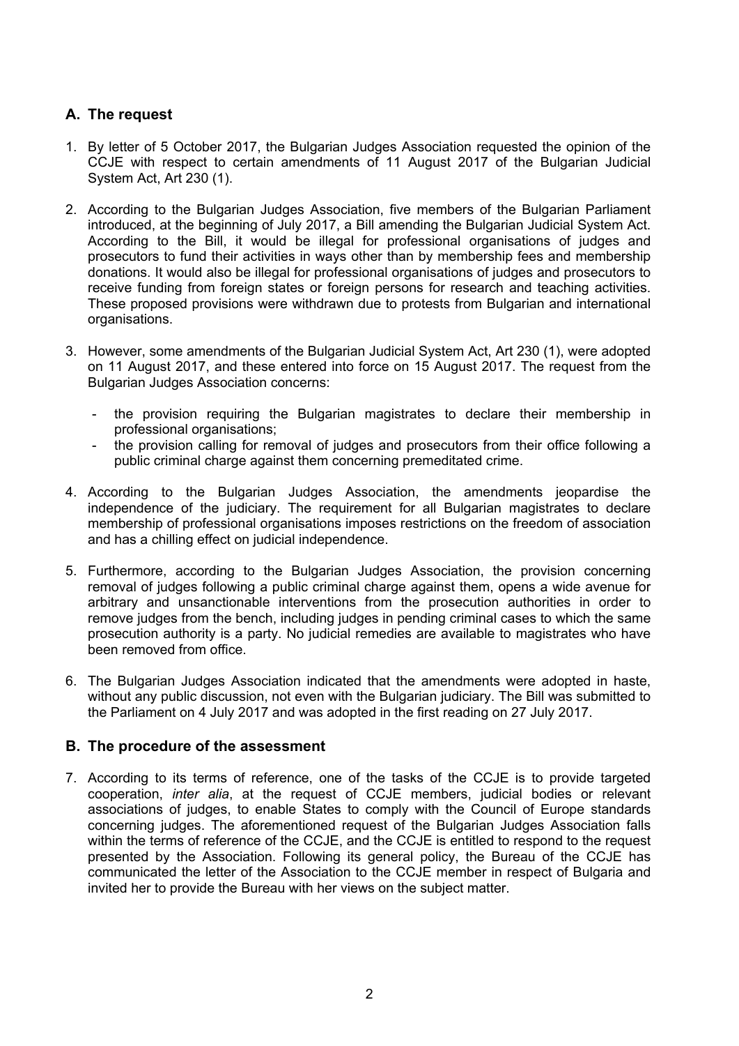## A. The request

1. By letter of 5 October 2017, the Bulgarian Judges Association requested the opinion of the CCJE with respect to certain amendments of 11 August 2017 of the Bulgarian Judicial System Act, Art 230 (1).

2. According to the Bulgarian Judges Association, five members of the Bulgarian Parliament introduced, at the beginning of July 2017, a Bill amending the Bulgarian Judicial System Act. According to the Bill, it would be illegal for professional organisations of judges and prosecutors to fund their activities in ways other than by membership fees and membership donations. It would also be illegal for professional organisations of judges and prosecutors to receive funding from foreign states or foreign persons for research and teaching activities. These proposed provisions were withdrawn due to protests from Bulgarian and international organisations.

3. However, some amendments of the Bulgarian Judicial System Act, Art 230 (1), were adopted on 11 August 2017, and these entered into force on 15 August 2017. The request from the Bulgarian Judges Association concerns:

   - the provision requiring the Bulgarian magistrates to declare their membership in professional organisations;
   - the provision calling for removal of judges and prosecutors from their office following a public criminal charge against them concerning premeditated crime.

4. According to the Bulgarian Judges Association, the amendments jeopardise the independence of the judiciary. The requirement for all Bulgarian magistrates to declare membership of professional organisations imposes restrictions on the freedom of association and has a chilling effect on judicial independence.

5. Furthermore, according to the Bulgarian Judges Association, the provision concerning removal of judges following a public criminal charge against them, opens a wide avenue for arbitrary and unsanctionable interventions from the prosecution authorities in order to remove judges from the bench, including judges in pending criminal cases to which the same prosecution authority is a party. No judicial remedies are available to magistrates who have been removed from office.

6. The Bulgarian Judges Association indicated that the amendments were adopted in haste, without any public discussion, not even with the Bulgarian judiciary. The Bill was submitted to the Parliament on 4 July 2017 and was adopted in the first reading on 27 July 2017.

## B. The procedure of the assessment

7. According to its terms of reference, one of the tasks of the CCJE is to provide targeted cooperation, *inter alia*, at the request of CCJE members, judicial bodies or relevant associations of judges, to enable States to comply with the Council of Europe standards concerning judges. The aforementioned request of the Bulgarian Judges Association falls within the terms of reference of the CCJE, and the CCJE is entitled to respond to the request presented by the Association. Following its general policy, the Bureau of the CCJE has communicated the letter of the Association to the CCJE member in respect of Bulgaria and invited her to provide the Bureau with her views on the subject matter.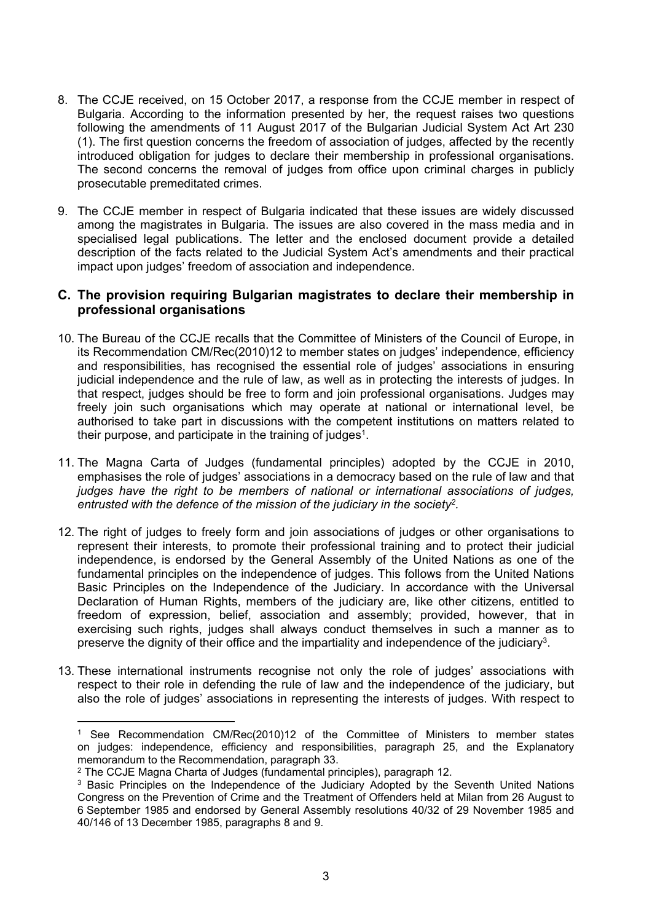8. The CCJE received, on 15 October 2017, a response from the CCJE member in respect of Bulgaria. According to the information presented by her, the request raises two questions following the amendments of 11 August 2017 of the Bulgarian Judicial System Act Art 230 (1). The first question concerns the freedom of association of judges, affected by the recently introduced obligation for judges to declare their membership in professional organisations. The second concerns the removal of judges from office upon criminal charges in publicly prosecutable premeditated crimes.

9. The CCJE member in respect of Bulgaria indicated that these issues are widely discussed among the magistrates in Bulgaria. The issues are also covered in the mass media and in specialised legal publications. The letter and the enclosed document provide a detailed description of the facts related to the Judicial System Act's amendments and their practical impact upon judges' freedom of association and independence.

## C. The provision requiring Bulgarian magistrates to declare their membership in professional organisations

10. The Bureau of the CCJE recalls that the Committee of Ministers of the Council of Europe, in its Recommendation CM/Rec(2010)12 to member states on judges' independence, efficiency and responsibilities, has recognised the essential role of judges' associations in ensuring judicial independence and the rule of law, as well as in protecting the interests of judges. In that respect, judges should be free to form and join professional organisations. Judges may freely join such organisations which may operate at national or international level, be authorised to take part in discussions with the competent institutions on matters related to their purpose, and participate in the training of judges[1].

11. The Magna Carta of Judges (fundamental principles) adopted by the CCJE in 2010, emphasises the role of judges' associations in a democracy based on the rule of law and that *judges have the right to be members of national or international associations of judges, entrusted with the defence of the mission of the judiciary in the society[2].*

12. The right of judges to freely form and join associations of judges or other organisations to represent their interests, to promote their professional training and to protect their judicial independence, is endorsed by the General Assembly of the United Nations as one of the fundamental principles on the independence of judges. This follows from the United Nations Basic Principles on the Independence of the Judiciary. In accordance with the Universal Declaration of Human Rights, members of the judiciary are, like other citizens, entitled to freedom of expression, belief, association and assembly; provided, however, that in exercising such rights, judges shall always conduct themselves in such a manner as to preserve the dignity of their office and the impartiality and independence of the judiciary[3].

13. These international instruments recognise not only the role of judges' associations with respect to their role in defending the rule of law and the independence of the judiciary, but also the role of judges' associations in representing the interests of judges. With respect to

---

[1] See Recommendation CM/Rec(2010)12 of the Committee of Ministers to member states on judges: independence, efficiency and responsibilities, paragraph 25, and the Explanatory memorandum to the Recommendation, paragraph 33.

[2] The CCJE Magna Charta of Judges (fundamental principles), paragraph 12.

[3] Basic Principles on the Independence of the Judiciary Adopted by the Seventh United Nations Congress on the Prevention of Crime and the Treatment of Offenders held at Milan from 26 August to 6 September 1985 and endorsed by General Assembly resolutions 40/32 of 29 November 1985 and 40/146 of 13 December 1985, paragraphs 8 and 9.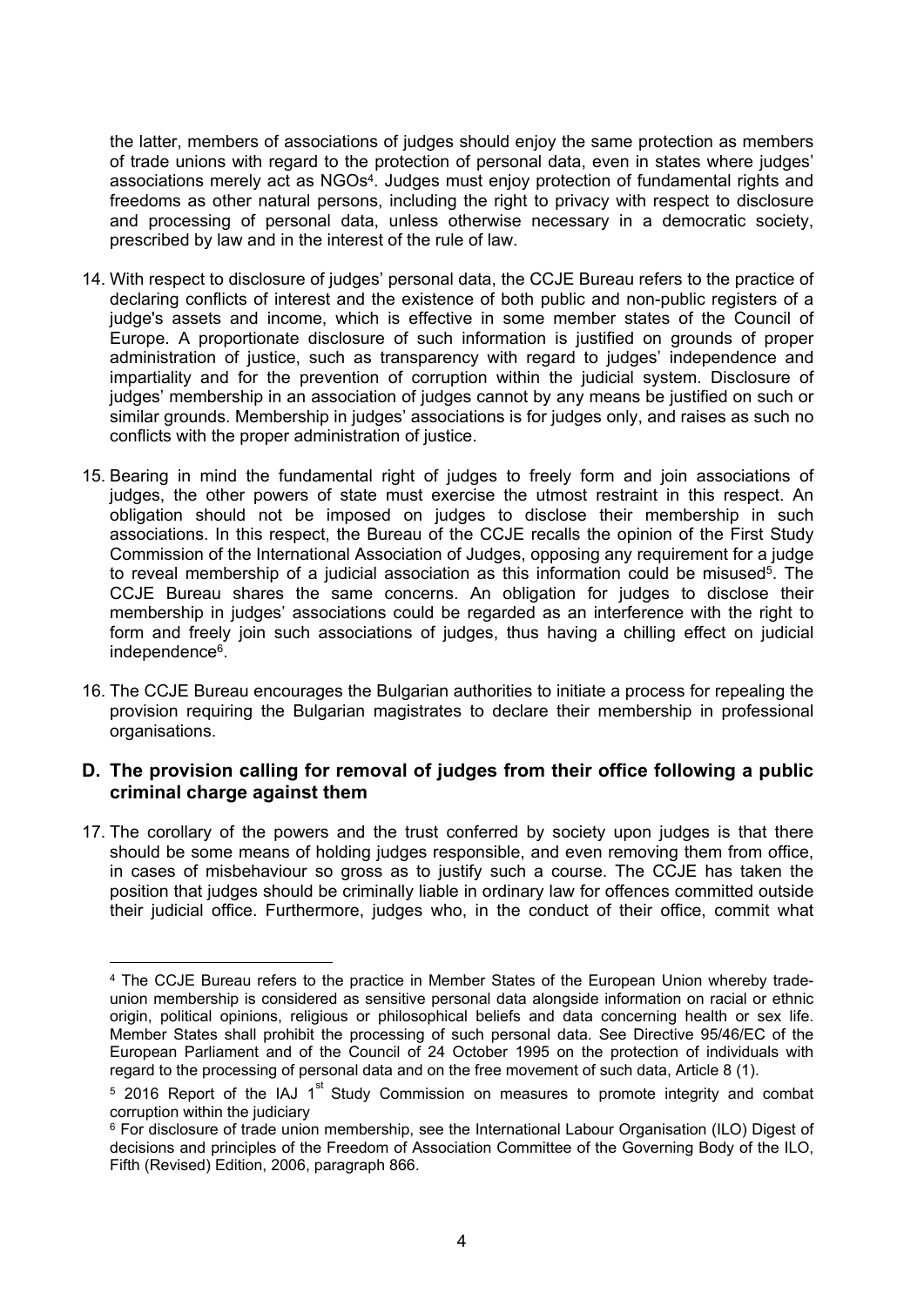the latter, members of associations of judges should enjoy the same protection as members of trade unions with regard to the protection of personal data, even in states where judges' associations merely act as NGOs[4]. Judges must enjoy protection of fundamental rights and freedoms as other natural persons, including the right to privacy with respect to disclosure and processing of personal data, unless otherwise necessary in a democratic society, prescribed by law and in the interest of the rule of law.

14. With respect to disclosure of judges' personal data, the CCJE Bureau refers to the practice of declaring conflicts of interest and the existence of both public and non-public registers of a judge's assets and income, which is effective in some member states of the Council of Europe. A proportionate disclosure of such information is justified on grounds of proper administration of justice, such as transparency with regard to judges' independence and impartiality and for the prevention of corruption within the judicial system. Disclosure of judges' membership in an association of judges cannot by any means be justified on such or similar grounds. Membership in judges' associations is for judges only, and raises as such no conflicts with the proper administration of justice.

15. Bearing in mind the fundamental right of judges to freely form and join associations of judges, the other powers of state must exercise the utmost restraint in this respect. An obligation should not be imposed on judges to disclose their membership in such associations. In this respect, the Bureau of the CCJE recalls the opinion of the First Study Commission of the International Association of Judges, opposing any requirement for a judge to reveal membership of a judicial association as this information could be misused[5]. The CCJE Bureau shares the same concerns. An obligation for judges to disclose their membership in judges' associations could be regarded as an interference with the right to form and freely join such associations of judges, thus having a chilling effect on judicial independence[6].

16. The CCJE Bureau encourages the Bulgarian authorities to initiate a process for repealing the provision requiring the Bulgarian magistrates to declare their membership in professional organisations.

## D. The provision calling for removal of judges from their office following a public criminal charge against them

17. The corollary of the powers and the trust conferred by society upon judges is that there should be some means of holding judges responsible, and even removing them from office, in cases of misbehaviour so gross as to justify such a course. The CCJE has taken the position that judges should be criminally liable in ordinary law for offences committed outside their judicial office. Furthermore, judges who, in the conduct of their office, commit what

---

[4] The CCJE Bureau refers to the practice in Member States of the European Union whereby trade-union membership is considered as sensitive personal data alongside information on racial or ethnic origin, political opinions, religious or philosophical beliefs and data concerning health or sex life. Member States shall prohibit the processing of such personal data. See Directive 95/46/EC of the European Parliament and of the Council of 24 October 1995 on the protection of individuals with regard to the processing of personal data and on the free movement of such data, Article 8 (1).

[5] 2016 Report of the IAJ 1st Study Commission on measures to promote integrity and combat corruption within the judiciary

[6] For disclosure of trade union membership, see the International Labour Organisation (ILO) Digest of decisions and principles of the Freedom of Association Committee of the Governing Body of the ILO, Fifth (Revised) Edition, 2006, paragraph 866.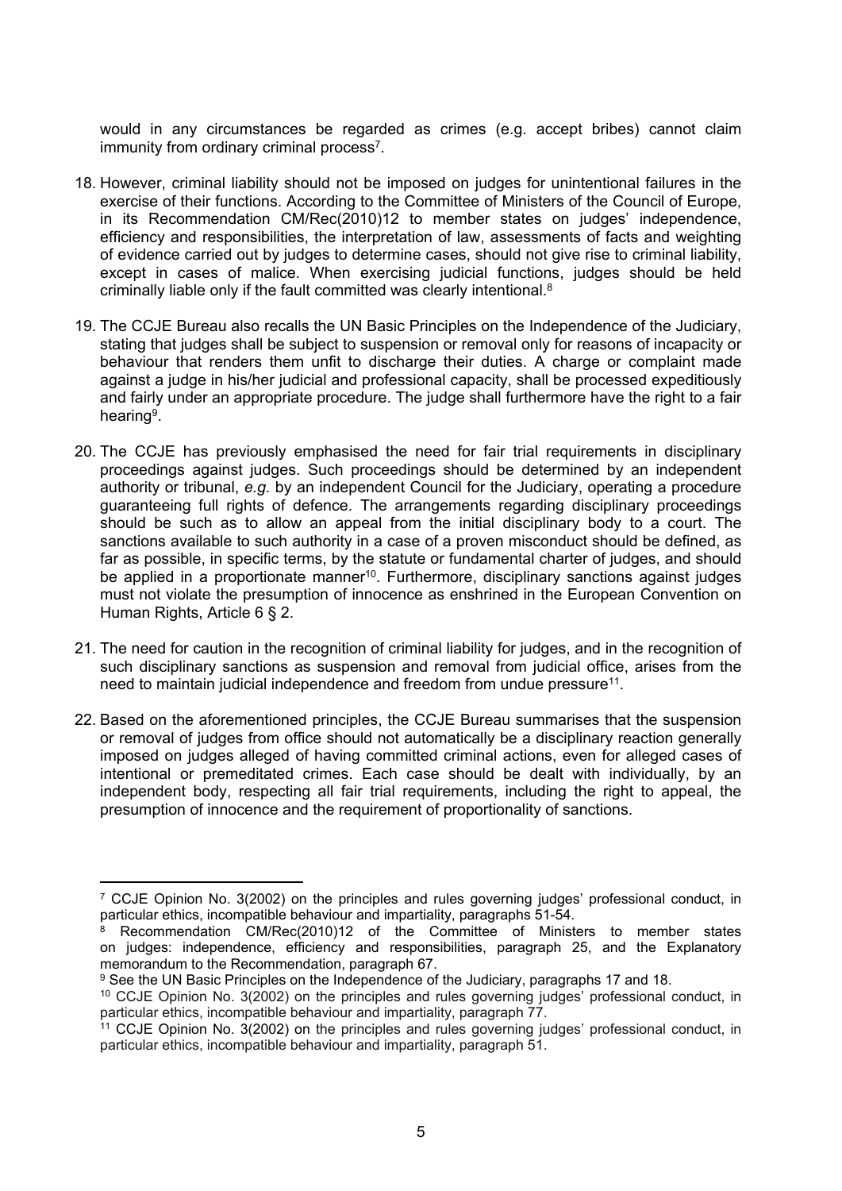would in any circumstances be regarded as crimes (e.g. accept bribes) cannot claim immunity from ordinary criminal process[7].

18. However, criminal liability should not be imposed on judges for unintentional failures in the exercise of their functions. According to the Committee of Ministers of the Council of Europe, in its Recommendation CM/Rec(2010)12 to member states on judges' independence, efficiency and responsibilities, the interpretation of law, assessments of facts and weighting of evidence carried out by judges to determine cases, should not give rise to criminal liability, except in cases of malice. When exercising judicial functions, judges should be held criminally liable only if the fault committed was clearly intentional.[8]

19. The CCJE Bureau also recalls the UN Basic Principles on the Independence of the Judiciary, stating that judges shall be subject to suspension or removal only for reasons of incapacity or behaviour that renders them unfit to discharge their duties. A charge or complaint made against a judge in his/her judicial and professional capacity, shall be processed expeditiously and fairly under an appropriate procedure. The judge shall furthermore have the right to a fair hearing[9].

20. The CCJE has previously emphasised the need for fair trial requirements in disciplinary proceedings against judges. Such proceedings should be determined by an independent authority or tribunal, *e.g.* by an independent Council for the Judiciary, operating a procedure guaranteeing full rights of defence. The arrangements regarding disciplinary proceedings should be such as to allow an appeal from the initial disciplinary body to a court. The sanctions available to such authority in a case of a proven misconduct should be defined, as far as possible, in specific terms, by the statute or fundamental charter of judges, and should be applied in a proportionate manner[10]. Furthermore, disciplinary sanctions against judges must not violate the presumption of innocence as enshrined in the European Convention on Human Rights, Article 6 § 2.

21. The need for caution in the recognition of criminal liability for judges, and in the recognition of such disciplinary sanctions as suspension and removal from judicial office, arises from the need to maintain judicial independence and freedom from undue pressure[11].

22. Based on the aforementioned principles, the CCJE Bureau summarises that the suspension or removal of judges from office should not automatically be a disciplinary reaction generally imposed on judges alleged of having committed criminal actions, even for alleged cases of intentional or premeditated crimes. Each case should be dealt with individually, by an independent body, respecting all fair trial requirements, including the right to appeal, the presumption of innocence and the requirement of proportionality of sanctions.

---

[7] CCJE Opinion No. 3(2002) on the principles and rules governing judges' professional conduct, in particular ethics, incompatible behaviour and impartiality, paragraphs 51-54.

[8] Recommendation CM/Rec(2010)12 of the Committee of Ministers to member states on judges: independence, efficiency and responsibilities, paragraph 25, and the Explanatory memorandum to the Recommendation, paragraph 67.

[9] See the UN Basic Principles on the Independence of the Judiciary, paragraphs 17 and 18.

[10] CCJE Opinion No. 3(2002) on the principles and rules governing judges' professional conduct, in particular ethics, incompatible behaviour and impartiality, paragraph 77.

[11] CCJE Opinion No. 3(2002) on the principles and rules governing judges' professional conduct, in particular ethics, incompatible behaviour and impartiality, paragraph 51.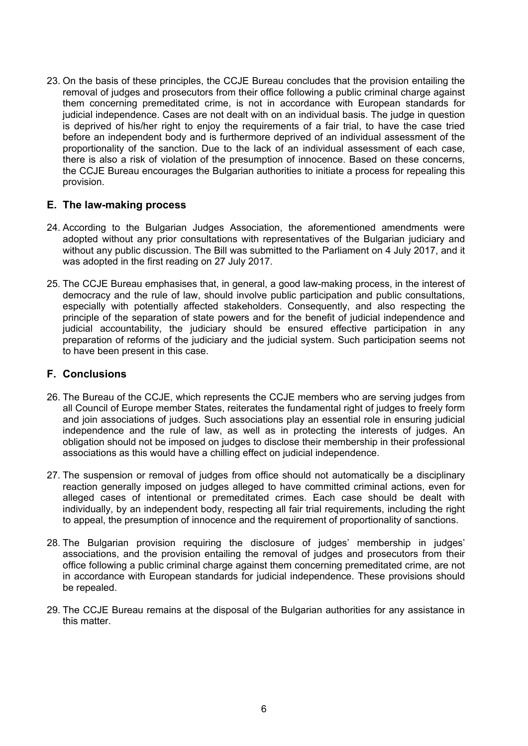23. On the basis of these principles, the CCJE Bureau concludes that the provision entailing the removal of judges and prosecutors from their office following a public criminal charge against them concerning premeditated crime, is not in accordance with European standards for judicial independence. Cases are not dealt with on an individual basis. The judge in question is deprived of his/her right to enjoy the requirements of a fair trial, to have the case tried before an independent body and is furthermore deprived of an individual assessment of the proportionality of the sanction. Due to the lack of an individual assessment of each case, there is also a risk of violation of the presumption of innocence. Based on these concerns, the CCJE Bureau encourages the Bulgarian authorities to initiate a process for repealing this provision.

## E. The law-making process

24. According to the Bulgarian Judges Association, the aforementioned amendments were adopted without any prior consultations with representatives of the Bulgarian judiciary and without any public discussion. The Bill was submitted to the Parliament on 4 July 2017, and it was adopted in the first reading on 27 July 2017.

25. The CCJE Bureau emphasises that, in general, a good law-making process, in the interest of democracy and the rule of law, should involve public participation and public consultations, especially with potentially affected stakeholders. Consequently, and also respecting the principle of the separation of state powers and for the benefit of judicial independence and judicial accountability, the judiciary should be ensured effective participation in any preparation of reforms of the judiciary and the judicial system. Such participation seems not to have been present in this case.

## F. Conclusions

26. The Bureau of the CCJE, which represents the CCJE members who are serving judges from all Council of Europe member States, reiterates the fundamental right of judges to freely form and join associations of judges. Such associations play an essential role in ensuring judicial independence and the rule of law, as well as in protecting the interests of judges. An obligation should not be imposed on judges to disclose their membership in their professional associations as this would have a chilling effect on judicial independence.

27. The suspension or removal of judges from office should not automatically be a disciplinary reaction generally imposed on judges alleged to have committed criminal actions, even for alleged cases of intentional or premeditated crimes. Each case should be dealt with individually, by an independent body, respecting all fair trial requirements, including the right to appeal, the presumption of innocence and the requirement of proportionality of sanctions.

28. The Bulgarian provision requiring the disclosure of judges' membership in judges' associations, and the provision entailing the removal of judges and prosecutors from their office following a public criminal charge against them concerning premeditated crime, are not in accordance with European standards for judicial independence. These provisions should be repealed.

29. The CCJE Bureau remains at the disposal of the Bulgarian authorities for any assistance in this matter.